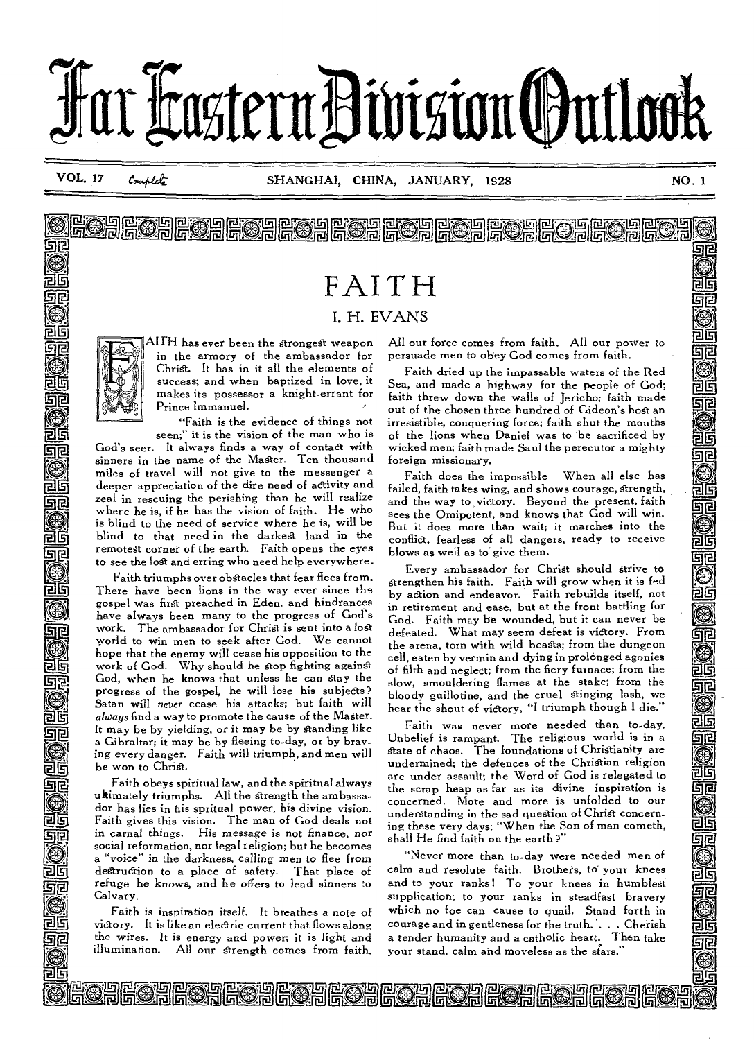# Far Eastern Division Outlook

VOL. 17 SHANGHAI, CHINA, JANUARY, 1928 NO. 1

# FAITH

## I. H. EVANS

FAITH has ever been the strongest weapon in the armory of the ambassador for Christ. It has in it all the elements of success; and when baptized in love, it makes its possessor a knight-errant for Prince Immanuel.

"Faith is the evidence of things not seen;" it is the vision of the man who is God's seer. It always finds a way of contact with sinners in the name of the Master. Ten thousand miles of travel will not give to the messenger a deeper appreciation of the dire need of activity and zeal in rescuing the perishing than he will realize where he is, if he has the vision of faith. He who is blind to the need of service where he is, will be blind to that need in the darkest land in the remotest corner of the earth. Faith opens the eyes to see the lost and erring who need help everywhere.

Faith triumphs over obstacles that fear flees from. There have been lions in the way ever since the gospel was first preached in Eden, and hindrances have always been many to the progress of God's work. The ambassador for Christ is sent into a lost world to win men to seek after God. We cannot hope that the enemy will cease his opposition to the work of God. Why should he stop fighting against God, when he knows that unless he can stay the progress of the gospel, he will lose his subjects? Satan will *never* cease his attacks; but faith will *always* find a way to promote the cause of the Master. It may be by yielding, or it may be by standing like a Gibraltar; it may be by fleeing to-day, or by braving every danger. Faith will triumph, and men will be won to Christ.

Faith obeys spiritual law, and the spiritual always ultimately triumphs. All the strength the ambassador has lies in his spritual power, his divine vision. Faith gives this vision. The man of God deals not in carnal things. His message is not finance, nor social reformation, nor legal religion; but he becomes a "voice" in the darkness, calling men to flee from destruction to a place of safety. That place of refuge he knows, and he offers to lead sinners to Calvary.

Faith is inspiration itself. It breathes a note of victory. It is like an electric current that flows along the wires. It is energy and power; it is light and illumination. All our strength comes from faith. All our force comes from faith. All our power to persuade men to obey God comes from faith.

Faith dried up the impassable waters of the Red Sea, and made a highway for the people of God; faith threw down the walls of Jericho; faith made out of the chosen three hundred of Gideon's host an irresistible, conquering force; faith shut the mouths of the lions when Daniel was to be sacrificed by wicked men; faith made Saul the perecutor a mighty foreign missionary.

Faith does the impossible When all else has failed, faith takes wing, and shows courage, strength, and the way to victory. Beyond the present, faith sees the Omipotent, and knows that God will win. But it does more than wait; it marches into the conflict, fearless of all dangers, ready to receive blows as well as to give them.

Every ambassador for Christ should strive to strengthen his faith. Faith will grow when it is fed by action and endeavor. Faith rebuilds itself, not in retirement and ease, but at the front battling for God. Faith may be wounded, but it can never be defeated. What may seem defeat is victory. From the arena, torn with wild beasts; from the dungeon cell, eaten by vermin and dying in prolonged agonies of filth and neglect; from the fiery furnace; from the slow, smouldering flames at the stake; from the bloody guillotine, and the cruel stinging lash, we hear the shout of victory, "I triumph though I die."

Faith was never more needed than to-day. Unbelief is rampant. The religious world is in a state of chaos. The foundations of Christianity are undermined; the defences of the Christian religion are under assault; the Word of God is relegated to the scrap heap as far as its divine inspiration is concerned. More and more is unfolded to our understanding in the sad question of Christ concerning these very days: "When the Son of man cometh, shall He find faith on the earth?"

"Never more than to-day were needed men of calm and resolute faith. Brothers, to your knees and to your ranks! To your knees in humblest supplication; to your ranks in steadfast bravery which no foe can cause to quail. Stand forth in courage and in gentleness for the truth. . . . Cherish a tender humanity and a catholic heart. Then take your stand, calm and moveless as the stars."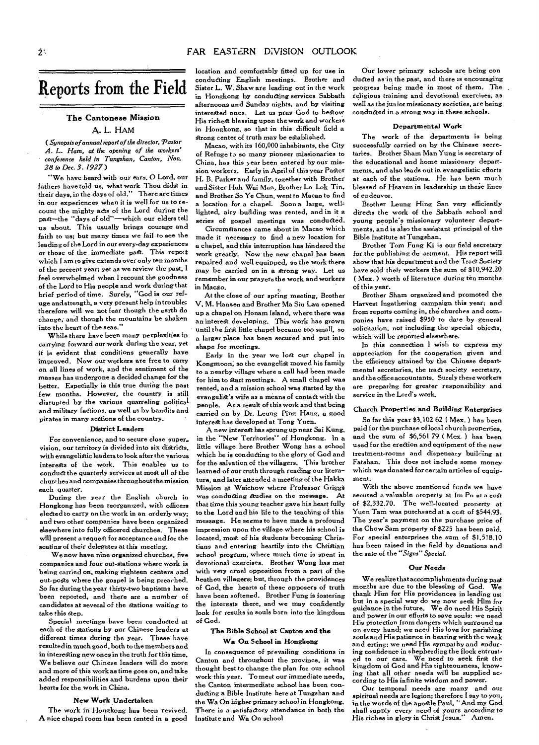# Reports from the Field

## The Cantonese Mission

### A. L. HAM

*( Synopsis of annual report of the director, Pastor A. L. Ham, at the opening of the workers' conference held in Tungshan, Canton, Nov. 28 to Dec. 3. 1927 )*

"We have heard with our ears, O Lord, our fathers have told us, what work Thou didst in their days, in the days of old." There are times in our experiences when it is well for us to recount the mighty acts of the Lord during the past—the "days of old"—which our elders tell us about. This usually brings courage and faith to us; but many times we fail to see the leading of the Lord in our every-day experiences or those of the immediate past. This report which I am to give extends over only ten months of the present year; yet as we review the past, I feel overwhelmed when I recount the goodness of the Lord to His people and work during that brief period of time. Surely, "God is our refuge and strength, a very present help in trouble: therefore will we not fear though the earth do change, and though the mountains be shaken into the heart of the seas."

While there have been many perplexities in carrying forward our work during the year, yet it is evident that conditions generally have improved. Now our workers are free to carry on all lines of work, and the sentiment of the masses has undergone a decided change for the better. Especially is this true during the past few months. However, the country is still disrupted by the various quarreling political and military factions, as well as by bandits and pirates in many sections of the country.

#### District Leaders

For convenience, and to secure close supervision, our territory is divided into six districts, with evangelistic leaders to look after the various interests of the work. This enables us to conduct the quarterly services at most all of the churches and companies throughout the mission each quarter.

During the year the English church in Hongkong has been reorganized, with officers elected to carry on the work in an orderly way; and two other companies have been organized elsewhere into fully officered churches. These will present a request for acceptance and for the seating of their delegates at this meeting.

We now have nine organized churches, five companies and four out-stations where work is being carried on, making eighteen centers and out-posts where the gospel is being preached. So far during the year thirty-two baptisms have been reported, and there are a number of candidates at several of the stations waiting to take this step.

Special meetings have been conducted at each of the stations by our Chinese leaders at different times during the year. These have resulted in much good, both to the members and in interesting new ones in the truth for this time. We believe our Chinese leaders will do more and more of this work as time goes on, and take added responsibilities and burdens upon their hearts for the work in China.

#### New Work Undertaken

The work in Hongkong has been revived. A nice chapel room has been rented in a good location and comfortably fitted up for use in conducting English meetings. Brother and Sister L. W. Shaw are leading out in the work in Hongkong by conducting services Sabbath afternoons and Sunday nights, and by visiting interested ones. Let us pray God to bestow His richest blessing upon the work and workers in Hongkong, so that in this difficult field a strong center of truth may be established.

Macao, with its 160,000 inhabitants, the City of Refuge to so many pioneer missionaries to China, has this year been entered by our mission workers. Early in April of this year Pastor H. B. Parker and family, together with Brother and Sister Hoh Wai Man, Brother Lo Lok Tin, and Brother So Ye Chun, went to Macao to find a location for a chapel. Soon a large, well-lighted, airy building was rented, and in it a series of gospel meetings was conducted.

Circumstances came about in Macao which made it necessary to find a new location for a chapel, and this interruption has hindered the work greatly. Now the new chapel has been repaired and well equipped, so the work there may be carried on in a strong way. Let us remember in our prayers the work and workers in Macao.

At the close of our spring meeting, Brother V. M. Hansen and Brother Ma Siu Lau opened up a chapel on Honam Island, where there was an interest developing. This work has grown until the first little chapel became too small, so a larger place has been secured and put into shape for meetings.

Early in the year we lost our chapel in Kongmoon, so the evangelist moved his family to a nearby village where a call had been made for him to start meetings. A small chapel was rented, and a mission school was started by the evangelist's wife as a means of contact with the people. As a result of this work and that being carried on by Dr. Leung Ping Hang, a good interest has developed at Tong Yuen.

A new interest has sprung up near Sai Kung, in the "New Territories" of Hongkong. In a little village here Brother Wong has a school which he is conducting to the glory of God and for the salvation of the villagers. This brother learned of our truth through reading our literature, and later attended a meeting of the Hakka Mission at Waichow where Professor Griggs was conducting studies on the message. At that time this young teacher gave his heart fully to the Lord and his life to the teaching of this message. He seems to have made a profound impression upon the village where his school is located, most of his students becoming Christians and entering heartily into the Christian school program, where much time is spent in devotional exercises. Brother Wong has met with very cruel opposition from a part of the heathen villagers; but, through the providences of God, the hearts of these opposers of truth have been softened. Brother Fung is fostering the interests there, and we may confidently look for results in souls born into the kingdom of God.

#### The Bible School at Canton and the Wa On School in Hongkong

In consequence of prevailing conditions in Canton and throughout the province, it was thought best to change the plan for our school work this year. To meet our immediate needs, the Canton intermediate school has been conducting a Bible Institute here at Tungshan and the Wa On higher primary school in Hongkong. There is a satisfactory attendance in both the Institute and Wa On school

Our lower primary schools are being conducted as in the past, and there is encouraging progress being made in most of them. The religious training and devotional exercises, as well as the junior missionary societies, are being conducted in a strong way in these schools.

#### Departmental Work

The work of the departments is being successfully carried on by the Chinese secretaries. Brother Sham Man Yung is secretary of the educational and home missionary departments, and also leads out in evangelistic efforts at each of the stations. He has been much blessed of Heaven in leadership in these lines of endeavor.

Brother Leung Hing San very efficiently directs the work of the Sabbath school and young people's missionary volunteer departments, and is also the assistant principal of the Bible Institute at Tungshan.

Brother Tom Fung Ki is our field secretary for the publishing de artment. His report will show that his department and the Tract Society have sold their workers the sum of $10,942.20 ( Mex. ) worth of literature during ten months of this year.

Brother Sham organized and promoted the Harvest Ingathering campaign this year; and from reports coming in, the churches and companies have raised $950 to date by general solicitation, not including the special objects, which will be reported elsewhere.

In this connection I wish to express my appreciation for the cooperation given and the efficiency attained by the Chinese departmental secretaries, the tract society secretary, and the office accountants. Surely these workers are preparing for greater responsibility and service in the Lord's work.

#### Church Properties and Building Enterprises

So far this year $3,102 62 ( Mex. ) has been paid for the purchase of local church properties, and the sum of $6,561 79 ( Mex. ) has been used for the erection and equipment of the new treatment-rooms and dispensary building at Fatshan. This does not include some money which was donated for certain articles of equipment.

With the above mentioned funds we have secured a valuable property at Im Po at a cost of $2,332.70. The well-located property at Yuen Tam was purchased at a cost of $544.93. The year's payment on the purchase price of the Chow Sam property of $225 has been paid. For special enterprises the sum of $1,518.10 has been raised in the field by donations and the sale of the "*Signs*" *Special.*

#### Our Needs

We realize that accomplishments during past months are due to the blessing of God. We thank Him for His providences in leading us; but in a special way do we now seek Him for guidance in the future. We do need His Spirit and power in our efforts to save souls: we need His protection from dangers which surround us on every hand; we need His love for perishing souls and His patience in bearing with the weak and erring; we need His sympathy and enduring confidence in shepherding the flock entrusted to our care. We need to seek first the kingdom of God and His righteousness, knowing that all other needs will be supplied according to His infinite wisdom and power.

Our temporal needs are many and our spiritual needs are legion; therefore I say to you, in the words of the apostle Paul, "And my God shall supply every need of yours according to His riches in glory in Christ Jesus." Amen.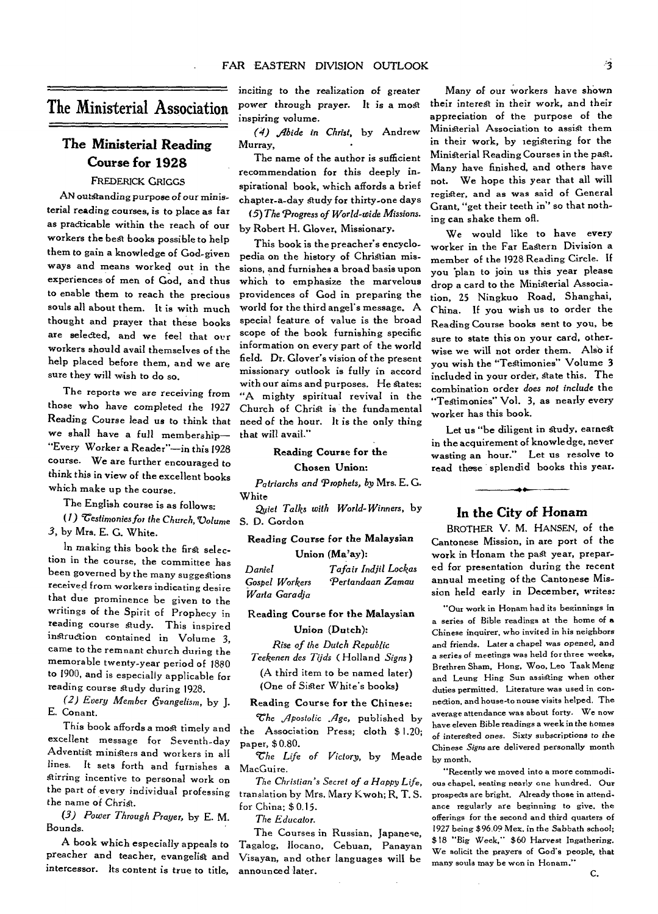# The Ministerial Association

## The Ministerial Reading Course for 1928

FREDERICK GRIGGS

AN outstanding purpose of our ministerial reading courses, is to place as far as practicable within the reach of our workers the best books possible to help them to gain a knowledge of God-given ways and means worked out in the experiences of men of God, and thus to enable them to reach the precious souls all about them. It is with much thought and prayer that these books are selected, and we feel that our workers should avail themselves of the help placed before them, and we are sure they will wish to do so.

The reports we are receiving from those who have completed the 1927 Reading Course lead us to think that we shall have a full membership—"Every Worker a Reader"—in this 1928 course. We are further encouraged to think this in view of the excellent books which make up the course.

The English course is as follows:

*(1) Testimonies for the Church, Volume 3*, by Mrs. E. G. White.

In making this book the first selection in the course, the committee has been governed by the many suggestions received from workers indicating desire that due prominence be given to the writings of the Spirit of Prophecy in reading course study. This inspired instruction contained in Volume 3, came to the remnant church during the memorable twenty-year period of 1880 to 1900, and is especially applicable for reading course study during 1928.

*(2) Every Member Evangelism*, by J. E. Conant.

This book affords a most timely and excellent message for Seventh-day Adventist ministers and workers in all lines. It sets forth and furnishes a stirring incentive to personal work on the part of every individual professing the name of Christ.

*(3) Power Through Prayer*, by E. M. Bounds.

A book which especially appeals to preacher and teacher, evangelist and intercessor. Its content is true to title, inciting to the realization of greater power through prayer. It is a most inspiring volume.

*(4) Abide in Christ*, by Andrew Murray,

The name of the author is sufficient recommendation for this deeply inspirational book, which affords a brief chapter-a-day study for thirty-one days

*(5) The Progress of World-wide Missions*, by Robert H. Glover, Missionary.

This book is the preacher's encyclopedia on the history of Christian missions, and furnishes a broad basis upon which to emphasize the marvelous providences of God in preparing the world for the third angel's message. A special feature of value is the broad scope of the book furnishing specific information on every part of the world field. Dr. Glover's vision of the present missionary outlook is fully in accord with our aims and purposes. He states: "A mighty spiritual revival in the Church of Christ is the fundamental need of the hour. It is the only thing that will avail."

**Reading Course for the Chosen Union:**

*Patriarchs and Prophets*, by Mrs. E. G. White

*Quiet Talks with World-Winners*, by S. D. Gordon

**Reading Course for the Malaysian Union (Malay):**

*Daniel* — *Tafair Indjil Lockas*
*Gospel Workers* — *Pertandaan Zamau*
*Warta Garadja*

**Reading Course for the Malaysian Union (Dutch):**

*Rise of the Dutch Republic*

*Teekenen des Tijds* (Holland *Signs*)

(A third item to be named later)
(One of Sister White's books)

**Reading Course for the Chinese:**

*The Apostolic Age*, published by the Association Press; cloth $1.20; paper, $0.80.

*The Life of Victory*, by Meade MacGuire.

*The Christian's Secret of a Happy Life*, translation by Mrs. Mary Kwoh; R. T. S. for China; $0.15.

*The Educator.*

The Courses in Russian, Japanese, Tagalog, Ilocano, Cebuan, Panayan Visayan, and other languages will be announced later.

Many of our workers have shown their interest in their work, and their appreciation of the purpose of the Ministerial Association to assist them in their work, by registering for the Ministerial Reading Courses in the past. Many have finished, and others have not. We hope this year that all will register, and as was said of General Grant, "get their teeth in" so that nothing can shake them off.

We would like to have every worker in the Far Eastern Division a member of the 1928 Reading Circle. If you plan to join us this year please drop a card to the Ministerial Association, 25 Ningkuo Road, Shanghai, China. If you wish us to order the Reading Course books sent to you, be sure to state this on your card, otherwise we will not order them. Also if you wish the "Testimonies" Volume 3 included in your order, state this. The combination order *does not include* the "Testimonies" Vol. 3, as nearly every worker has this book.

Let us "be diligent in study, earnest in the acquirement of knowledge, never wasting an hour." Let us resolve to read these splendid books this year.

## In the City of Honam

BROTHER V. M. HANSEN, of the Cantonese Mission, in are port of the work in Honam the past year, prepared for presentation during the recent annual meeting of the Cantonese Mission held early in December, writes:

"Our work in Honam had its beginnings in a series of Bible readings at the home of a Chinese inquirer, who invited in his neighbors and friends. Later a chapel was opened, and a series of meetings was held for three weeks, Brethren Sham, Hong, Woo, Leo Taak Meng and Leung Hing Sun assisting when other duties permitted. Literature was used in connection, and house-to nouse visits helped. The average attendance was about forty. We now have eleven Bible readings a week in the homes of interested ones. Sixty subscriptions to the Chinese *Signs* are delivered personally month by month.

"Recently we moved into a more commodious chapel, seating nearly one hundred. Our prospects are bright. Already those in attendance regularly are beginning to give, the offerings for the second and third quarters of 1927 being $96.09 Mex. in the Sabbath school; $18 "Big Week," $60 Harvest Ingathering. We solicit the prayers of God's people, that many souls may be won in Honam."

C.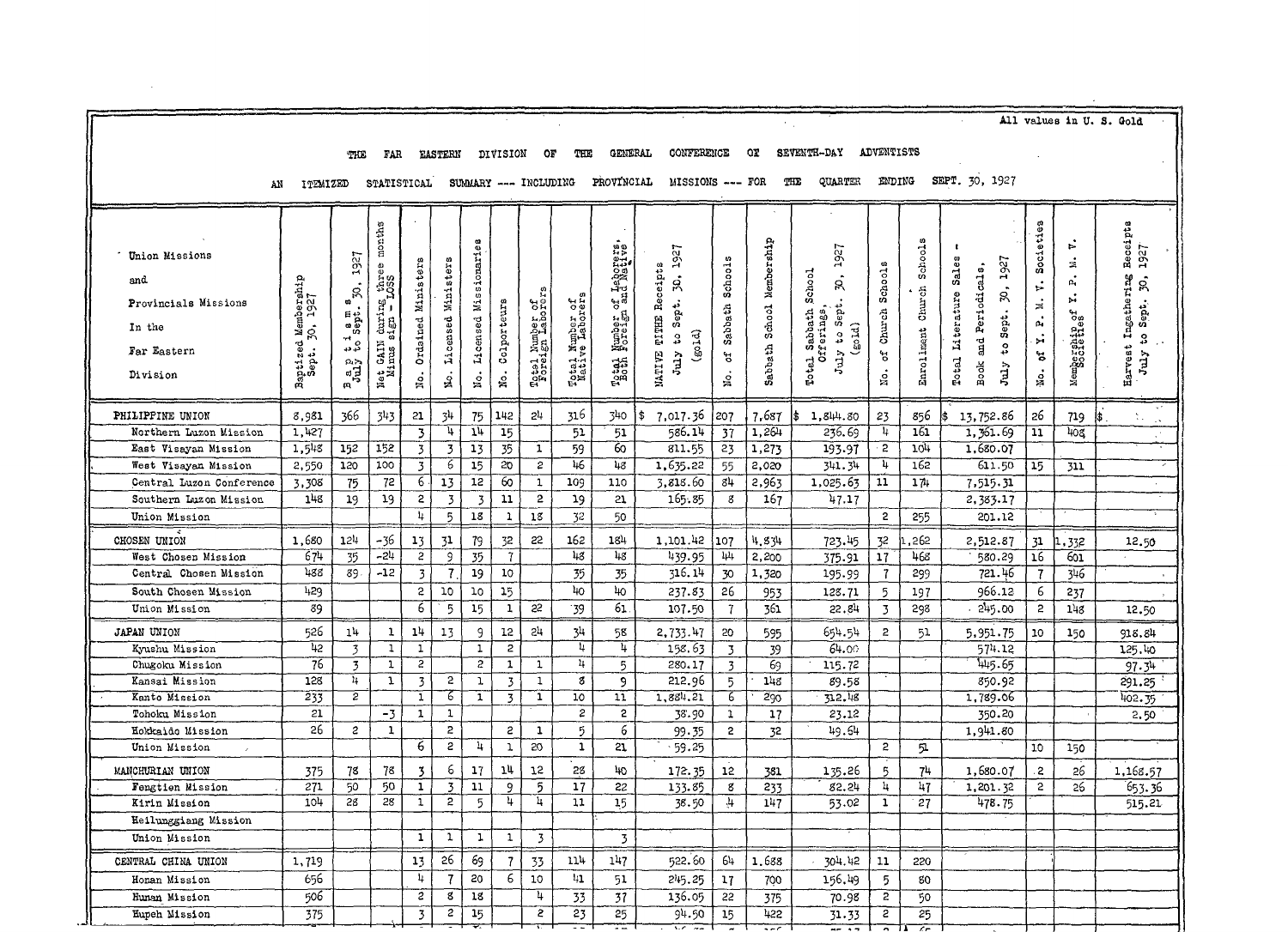All values in U. S. Gold

THE FAR EASTERN DIVISION OF THE GENERAL CONFERENCE OF SEVENTH-DAY ADVENTISTS

AN ITEMIZED STATISTICAL SUMMARY --- INCLUDING PROVINCIAL MISSIONS --- FOR THE QUARTER ENDING SEPT. 30, 1927

| Union Missions and Provincials Missions In the Far Eastern Division | Baptized Membership Sept. 30, 1927 | Baptisms July to Sept. 30, 1927 | Net GAIN during three months Minus sign - LOSS | No. Ordained Ministers | No. Licensed Ministers | No. Licensed Missionaries | No. Colporteurs | Total Number of Foreign Laborers | Total Number of Native Laborers | Total Number of Laborers, Both Foreign and Native | NATIVE TITHE Receipts July to Sept. 30, 1927 (gold) | No. of Sabbath Schools | Sabbath School Membership | Total Sabbath School Offerings, July to Sept. 30, 1927 (gold) | No. of Church Schools | Enrollment Church Schools | Total Literature Sales - Book and Periodicals, July to Sept. 30, 1927 | No. of Y. P. M. V. Societies | Membership of Y. P. M. V. Societies | Harvest Ingathering Receipts July to Sept. 30, 1927 |
|---|---|---|---|---|---|---|---|---|---|---|---|---|---|---|---|---|---|---|---|---|
| PHILIPPINE UNION | 8,981 | 366 | 343 | 21 | 34 | 75 | 142 | 24 | 316 | 340 | $ 7,017.36 | 207 | 7,687 | $ 1,844.80 | 23 | 856 | $ 13,752.86 | 26 | 719 | $ |
| Northern Luzon Mission | 1,427 | | | 3 | 4 | 14 | 15 | | 51 | 51 | 586.14 | 37 | 1,264 | 236.69 | 4 | 161 | 1,361.69 | 11 | 408 | |
| East Visayan Mission | 1,548 | 152 | 152 | 3 | 3 | 13 | 35 | 1 | 59 | 60 | 811.55 | 23 | 1,273 | 193.97 | 2 | 104 | 1,680.07 | | | |
| West Visayan Mission | 2,550 | 120 | 100 | 3 | 6 | 15 | 20 | 2 | 46 | 48 | 1,635.22 | 55 | 2,020 | 341.34 | 4 | 162 | 611.50 | 15 | 311 | |
| Central Luzon Conference | 3,308 | 75 | 72 | 6 | 13 | 12 | 60 | 1 | 109 | 110 | 3,818.60 | 84 | 2,963 | 1,025.63 | 11 | 174 | 7,515.31 | | | |
| Southern Luzon Mission | 148 | 19 | 19 | 2 | 3 | 3 | 11 | 2 | 19 | 21 | 165.85 | 8 | 167 | 47.17 | | | 2,383.17 | | | |
| Union Mission | | | | 4 | 5 | 18 | 1 | 18 | 32 | 50 | | | | | 2 | 255 | 201.12 | | | |
| CHOSEN UNION | 1,680 | 124 | -36 | 13 | 31 | 79 | 32 | 22 | 162 | 184 | 1,101.42 | 107 | 4,834 | 723.45 | 32 | 1,262 | 2,512.87 | 31 | 1,332 | 12.50 |
| West Chosen Mission | 674 | 35 | -24 | 2 | 9 | 35 | 7 | | 48 | 48 | 439.95 | 44 | 2,200 | 375.91 | 17 | 468 | 580.29 | 16 | 601 | |
| Central Chosen Mission | 488 | 89 | -12 | 3 | 7 | 19 | 10 | | 35 | 35 | 316.14 | 30 | 1,320 | 195.99 | 7 | 299 | 721.46 | 7 | 346 | |
| South Chosen Mission | 429 | | | 2 | 10 | 10 | 15 | | 40 | 40 | 237.83 | 26 | 953 | 128.71 | 5 | 197 | 966.12 | 6 | 237 | |
| Union Mission | 89 | | | 6 | 5 | 15 | 1 | 22 | 39 | 61 | 107.50 | 7 | 361 | 22.84 | 3 | 298 | 245.00 | 2 | 148 | 12.50 |
| JAPAN UNION | 526 | 14 | 1 | 14 | 13 | 9 | 12 | 24 | 34 | 58 | 2,733.47 | 20 | 595 | 654.54 | 2 | 51 | 5,951.75 | 10 | 150 | 918.84 |
| Kyushu Mission | 42 | 3 | 1 | 1 | | 1 | 2 | | 4 | 4 | 158.63 | 3 | 39 | 64.00 | | | 574.12 | | | 125.40 |
| Chugoku Mission | 76 | 3 | 1 | 2 | | 2 | 1 | 1 | 4 | 5 | 280.17 | 3 | 69 | 115.72 | | | 445.65 | | | 97.34 |
| Kansai Mission | 128 | 4 | 1 | 3 | 2 | 1 | 3 | 1 | 8 | 9 | 212.96 | 5 | 148 | 89.58 | | | 850.92 | | | 291.25 |
| Kanto Mission | 233 | 2 | | 1 | 6 | 1 | 3 | 1 | 10 | 11 | 1,884.21 | 6 | 290 | 312.48 | | | 1,789.06 | | | 402.35 |
| Tohoku Mission | 21 | | -3 | 1 | 1 | | | | 2 | 2 | 38.90 | 1 | 17 | 23.12 | | | 350.20 | | | 2.50 |
| Hokkaido Mission | 26 | 2 | 1 | | 2 | | 2 | 1 | 5 | 6 | 99.35 | 2 | 32 | 49.64 | | | 1,941.80 | | | |
| Union Mission | | | | 6 | 2 | 4 | 1 | 20 | 1 | 21 | 59.25 | | | | 2 | 51 | | 10 | 150 | |
| MANCHURIAN UNION | 375 | 78 | 78 | 3 | 6 | 17 | 14 | 12 | 28 | 40 | 172.35 | 12 | 381 | 135.26 | 5 | 74 | 1,680.07 | 2 | 26 | 1,168.57 |
| Fengtien Mission | 271 | 50 | 50 | 1 | 3 | 11 | 9 | 5 | 17 | 22 | 133.85 | 8 | 233 | 82.24 | 4 | 47 | 1,201.32 | 2 | 26 | 653.36 |
| Kirin Mission | 104 | 28 | 28 | 1 | 2 | 5 | 4 | 4 | 11 | 15 | 38.50 | 4 | 147 | 53.02 | 1 | 27 | 478.75 | | | 515.21 |
| Heilunggiang Mission | | | | | | | | | | | | | | | | | | | | |
| Union Mission | | | | 1 | 1 | 1 | 1 | 3 | | 3 | | | | | | | | | | |
| CENTRAL CHINA UNION | 1,719 | | | 13 | 26 | 69 | 7 | 33 | 114 | 147 | 522.60 | 64 | 1,688 | 304.42 | 11 | 220 | | | | |
| Honan Mission | 656 | | | 4 | 7 | 20 | 6 | 10 | 41 | 51 | 245.25 | 17 | 700 | 156.49 | 5 | 80 | | | | |
| Hunan Mission | 506 | | | 2 | 8 | 18 | | 4 | 33 | 37 | 136.05 | 22 | 375 | 70.98 | 2 | 50 | | | | |
| Hupeh Mission | 375 | | | 3 | 2 | 15 | | 2 | 23 | 25 | 94.50 | 15 | 422 | 31.33 | 2 | 25 | | | | |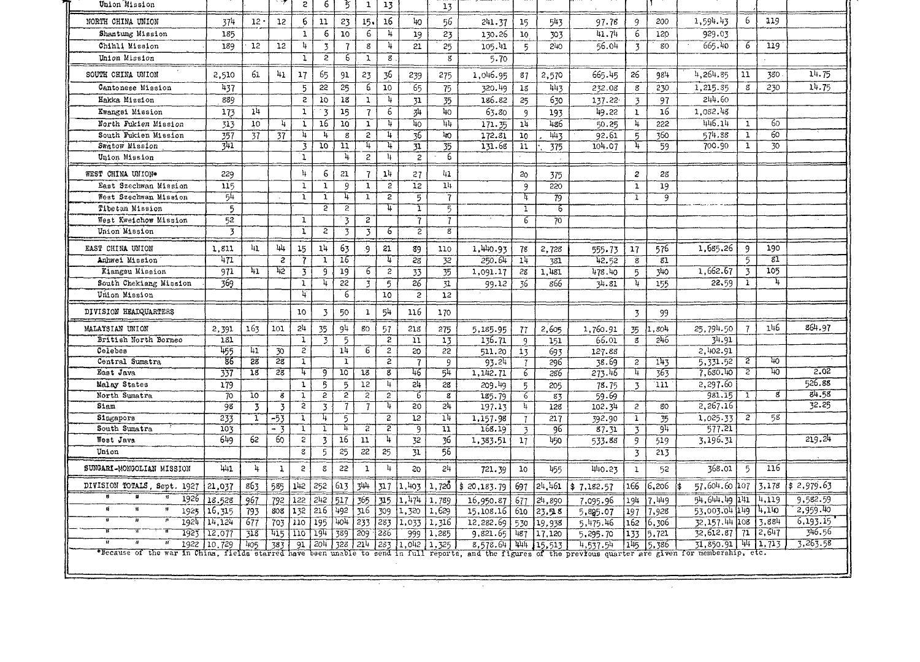| | | | | | | | | | | | | | | | | | | | |
|---|---|---|---|---|---|---|---|---|---|---|---|---|---|---|---|---|---|---|---|
| Union Mission | | | | 2 | 6 | 5 | 1 | 13 | | 13 | | | | | | | | | | |
| NORTH CHINA UNION | 374 | 12 | 12 | 6 | 11 | 23 | 15 | 16 | 40 | 56 | 241.37 | 15 | 543 | 97.78 | 9 | 200 | 1,594.43 | 6 | 119 | |
| Shantung Mission | 185 | | | 1 | 6 | 10 | 6 | 4 | 19 | 23 | 130.26 | 10 | 303 | 41.74 | 6 | 120 | 929.03 | | | |
| Chihli Mission | 189 | 12 | 12 | 4 | 3 | 7 | 8 | 4 | 21 | 25 | 105.41 | 5 | 240 | 56.04 | 3 | 80 | 665.40 | 6 | 119 | |
| Union Mission | | | | 1 | 2 | 6 | 1 | 8 | | 8 | 5.70 | | | | | | | | | |
| SOUTH CHINA UNION | 2,510 | 61 | 41 | 17 | 65 | 91 | 23 | 36 | 239 | 275 | 1,046.95 | 87 | 2,570 | 665.45 | 26 | 984 | 4,264.85 | 11 | 380 | 14.75 |
| Cantonese Mission | 437 | | | 5 | 22 | 25 | 6 | 10 | 65 | 75 | 320.49 | 18 | 443 | 232.08 | 8 | 230 | 1,215.35 | 8 | 230 | 14.75 |
| Hakka Mission | 889 | | | 2 | 10 | 18 | 1 | 4 | 31 | 35 | 186.82 | 25 | 630 | 137.22 | 3 | 97 | 244.60 | | | |
| Kwangsi Mission | 173 | 14 | | 1 | 3 | 15 | 7 | 6 | 34 | 40 | 63.80 | 9 | 193 | 49.22 | 1 | 16 | 1,082.48 | | | |
| North Fukien Mission | 313 | 10 | 4 | 1 | 16 | 10 | 1 | 4 | 40 | 44 | 171.35 | 14 | 486 | 50.25 | 4 | 222 | 446.14 | 1 | 60 | |
| South Fukien Mission | 357 | 37 | 37 | 4 | 4 | 8 | 2 | 4 | 36 | 40 | 172.81 | 10 | 443 | 92.61 | 5 | 360 | 574.88 | 1 | 60 | |
| Swatow Mission | 341 | | | 3 | 10 | 11 | 4 | 4 | 31 | 35 | 131.68 | 11 | 375 | 104.07 | 4 | 59 | 700.90 | 1 | 30 | |
| Union Mission | | | | 1 | | 4 | 2 | 4 | 2 | 6 | | | | | | | | | | |
| WEST CHINA UNION* | 229 | | | 4 | 6 | 21 | 7 | 14 | 27 | 41 | | 20 | 375 | | 2 | 28 | | | | |
| East Szechwan Mission | 115 | | | 1 | 1 | 9 | 1 | 2 | 12 | 14 | | 9 | 220 | | 1 | 19 | | | | |
| West Szechwan Mission | 54 | | | 1 | 1 | 4 | 1 | 2 | 5 | 7 | | 4 | 79 | | 1 | 9 | | | | |
| Tibetan Mission | 5 | | | | 2 | 2 | | 4 | 1 | 5 | | 1 | 6 | | | | | | | |
| West Kweichow Mission | 52 | | | 1 | | 3 | 2 | | 7 | 7 | | 6 | 70 | | | | | | | |
| Union Mission | 3 | | | 1 | 2 | 3 | 3 | 6 | 2 | 8 | | | | | | | | | | |
| EAST CHINA UNION | 1,811 | 41 | 44 | 15 | 14 | 63 | 9 | 21 | 89 | 110 | 1,440.93 | 78 | 2,728 | 555.73 | 17 | 576 | 1,685.26 | 9 | 190 | |
| Anhwei Mission | 471 | | 2 | 7 | 1 | 16 | | 4 | 28 | 32 | 250.64 | 14 | 381 | 42.52 | 8 | 81 | | 5 | 81 | |
| Kiangsu Mission | 971 | 41 | 42 | 3 | 9 | 19 | 6 | 2 | 33 | 35 | 1,091.17 | 28 | 1,481 | 478.40 | 5 | 340 | 1,662.67 | 3 | 105 | |
| South Chekiang Mission | 369 | | | 1 | 4 | 22 | 3 | 5 | 26 | 31 | 99.12 | 36 | 866 | 34.81 | 4 | 155 | 22.59 | 1 | 4 | |
| Union Mission | | | | 4 | | 6 | | 10 | 2 | 12 | | | | | | | | | | |
| DIVISION HEADQUARTERS | | | | 10 | 3 | 50 | 1 | 54 | 116 | 170 | | | | | 3 | 99 | | | | |
| MALAYSIAN UNION | 2,391 | 163 | 101 | 24 | 35 | 94 | 80 | 57 | 218 | 275 | 5,185.95 | 77 | 2,605 | 1,760.91 | 35 | 1,804 | 25,794.50 | 7 | 146 | 864.97 |
| British North Borneo | 181 | | | 1 | 3 | 5 | | 2 | 11 | 13 | 136.71 | 9 | 151 | 66.01 | 8 | 246 | 34.91 | | | |
| Celebes | 455 | 41 | 30 | 2 | | 14 | 6 | 2 | 20 | 22 | 511.20 | 13 | 693 | 127.88 | | | 2,402.91 | | | |
| Central Sumatra | 86 | 28 | 28 | 1 | | 1 | | 2 | 7 | 9 | 93.24 | 7 | 296 | 38.69 | 2 | 143 | 5,331.52 | 2 | 40 | |
| East Java | 337 | 18 | 28 | 4 | 9 | 10 | 18 | 8 | 46 | 54 | 1,142.71 | 6 | 286 | 273.46 | 4 | 363 | 7,680.40 | 2 | 40 | 2.02 |
| Malay States | 179 | | | 1 | 5 | 5 | 12 | 4 | 24 | 28 | 209.49 | 5 | 205 | 78.75 | 3 | 111 | 2,297.60 | | | 526.88 |
| North Sumatra | 70 | 10 | 8 | 1 | 2 | 2 | 2 | 2 | 6 | 8 | 185.79 | 6 | 83 | 59.69 | | | 981.15 | 1 | 8 | 84.58 |
| Siam | 98 | 3 | 3 | 2 | 3 | 7 | 7 | 4 | 20 | 24 | 197.13 | 4 | 128 | 102.34 | 2 | 80 | 2,267.16 | | | 32.25 |
| Singapore | 233 | 1 | -53 | 1 | 4 | 5 | | 2 | 12 | 14 | 1,157.98 | 7 | 217 | 392.90 | 1 | 35 | 1,025.33 | 2 | 58 | |
| South Sumatra | 103 | | - 3 | 1 | 1 | 4 | 2 | 2 | 9 | 11 | 168.19 | 3 | 96 | 87.31 | 3 | 94 | 577.21 | | | |
| West Java | 649 | 62 | 60 | 2 | 3 | 16 | 11 | 4 | 32 | 36 | 1,383.51 | 17 | 450 | 533.88 | 9 | 519 | 3,196.31 | | | 219.24 |
| Union | | | | 8 | 5 | 25 | 22 | 25 | 31 | 56 | | | | | 3 | 213 | | | | |
| SUNGARI-MONGOLIAN MISSION | 441 | 4 | 1 | 2 | 8 | 22 | 1 | 4 | 20 | 24 | 721.39 | 10 | 455 | 440.23 | 1 | 52 | 368.01 | 5 | 116 | |
| DIVISION TOTALS, Sept. 1927 | 21,037 | 863 | 585 | 142 | 252 | 613 | 344 | 317 | 1,403 | 1,720 | $ 20,183.79 | 697 | 24,461 | $ 7,182.57 | 166 | 6,206 | $ 57,604.60 | 107 | 3,178 | $ 2,979.63 |
| " " " 1926 | 18,528 | 967 | 792 | 122 | 242 | 517 | 365 | 315 | 1,474 | 1,789 | 16,950.87 | 677 | 24,890 | 7,095.96 | 194 | 7,449 | 54,644.49 | 141 | 4,119 | 9,582.59 |
| " " " 1925 | 16,315 | 793 | 808 | 132 | 216 | 492 | 316 | 309 | 1,320 | 1,629 | 15,108.16 | 610 | 23,518 | 5,895.07 | 197 | 7,928 | 53,003.04 | 149 | 4,140 | 2,959.40 |
| " " " 1924 | 14,124 | 677 | 703 | 110 | 195 | 404 | 233 | 283 | 1,033 | 1,316 | 12,282.69 | 530 | 19,938 | 5,475.46 | 162 | 6,306 | 32,157.44 | 108 | 3,884 | 6,193.15 |
| " " " 1923 | 12,077 | 318 | 415 | 110 | 194 | 389 | 209 | 286 | 999 | 1,285 | 9,821.65 | 487 | 17,120 | 5,295.70 | 133 | 5,721 | 32,612.87 | 71 | 2,647 | 346.56 |
| " " " 1922 | 10,729 | 405 | 383 | 91 | 204 | 328 | 214 | 283 | 1,042 | 1,325 | 8,578.64 | 444 | 15,513 | 4,537.54 | 145 | 5,386 | 31,850.91 | 44 | 1,713 | 3,263.58 |

*Because of the war in China, fields starred have been unable to send in full reports, and the figures of the previous quarter are given for membership, etc.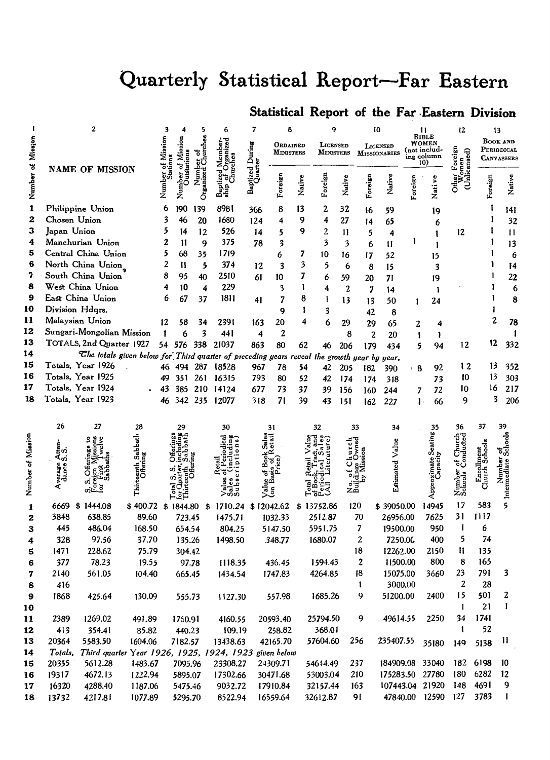# Quarterly Statistical Report—Far Eastern

## Statistical Report of the Far Eastern Division

| 1 | 2 | 3 | 4 | 5 | 6 | 7 | 8 | | 9 | | 10 | | 11 | | 12 | 13 | |
|---|---|---|---|---|---|---|---|---|---|---|---|---|---|---|---|---|---|
| Number of Mission | NAME OF MISSION | Number of Mission Stations | Number of Mission Outstations | Number of Organized Churches | Baptized Membership of Organized Churches | Baptized During Quarter | Ordained Ministers | | Licensed Ministers | | Licensed Missionaries | | Bible Women (not including column 10) | | Other Foreign Women (Unlicensed) | Book and Periodical Canvassers | |
| | | | | | | | Foreign | Native | Foreign | Native | Foreign | Native | Foreign | Native | | Foreign | Native |
| 1 | Philippine Union | 6 | 190 | 139 | 8981 | 366 | 8 | 13 | 2 | 32 | 16 | 59 | | 19 | | 1 | 141 |
| 2 | Chosen Union | 3 | 46 | 20 | 1680 | 124 | 4 | 9 | 4 | 27 | 14 | 65 | | 6 | | 1 | 32 |
| 3 | Japan Union | 5 | 14 | 12 | 526 | 14 | 5 | 9 | 2 | 11 | 5 | 4 | | 1 | 12 | 1 | 11 |
| 4 | Manchurian Union | 2 | 11 | 9 | 375 | 78 | 3 | | 3 | 3 | 6 | 11 | 1 | 1 | | 1 | 13 |
| 5 | Central China Union | 5 | 68 | 35 | 1719 | | 6 | 7 | 10 | 16 | 17 | 52 | | 15 | | 1 | 6 |
| 6 | North China Union | 2 | 11 | 5 | 374 | 12 | 3 | 3 | 5 | 6 | 8 | 15 | | 3 | | 1 | 14 |
| 7 | South China Union | 8 | 95 | 40 | 2510 | 61 | 10 | 7 | 6 | 59 | 20 | 71 | | 19 | | 1 | 22 |
| 8 | West China Union | 4 | 10 | 4 | 229 | | 3 | 1 | 4 | 2 | 7 | 14 | | 1 | | 1 | 6 |
| 9 | East China Union | 6 | 67 | 37 | 1811 | 41 | 7 | 8 | 1 | 13 | 13 | 50 | 1 | 24 | | 1 | 8 |
| 10 | Division Hdqrs. | | | | | | 9 | 1 | 3 | | 42 | 8 | | | | 1 | |
| 11 | Malaysian Union | 12 | 58 | 34 | 2391 | 163 | 20 | 4 | 6 | 29 | 29 | 65 | 2 | 4 | | 2 | 78 |
| 12 | Sungari-Mongolian Mission | 1 | 6 | 3 | 441 | 4 | 2 | | | 8 | 2 | 20 | 1 | 1 | | | 1 |
| 13 | TOTALS, 2nd Quarter 1927 | 54 | 576 | 338 | 21037 | 863 | 80 | 62 | 46 | 206 | 179 | 434 | 5 | 94 | 12 | 12 | 332 |
| 14 | *The totals given below for Third quarter of preceding years reveal the growth year by year.* | | | | | | | | | | | | | | | | |
| 15 | Totals, Year 1926 | 46 | 494 | 287 | 18528 | 967 | 78 | 54 | 42 | 205 | 182 | 390 | 8 | 92 | 12 | 13 | 352 |
| 16 | Totals, Year 1925 | 49 | 351 | 261 | 16315 | 793 | 80 | 52 | 42 | 174 | 174 | 318 | | 73 | 10 | 13 | 303 |
| 17 | Totals, Year 1924 | 43 | 385 | 210 | 14124 | 677 | 73 | 37 | 39 | 156 | 160 | 244 | 7 | 72 | 10 | 16 | 217 |
| 18 | Totals, Year 1923 | 46 | 342 | 235 | 12077 | 318 | 71 | 39 | 43 | 151 | 162 | 227 | 1 | 66 | 9 | 3 | 206 |

| | 26 | 27 | 28 | 29 | 30 | 31 | 32 | 33 | 34 | 35 | 36 | 37 | 39 |
|---|---|---|---|---|---|---|---|---|---|---|---|---|---|
| Number of Mission | Average Attendance S.S. | S.S. Offerings to Foreign Missions for First Twelve Sabbaths | Thirteenth Sabbath Offering | Total S.S. Offerings for Quarter, including Thirteenth Sabbath Offering | Retail Value of Periodical Sales (including Subscriptions) | Value of Book Sales (on Basis of Retail Price) | Total Retail Value of Book, Tract, and Periodical Sales (All Literature) | No. of Church Buildings Owned by Mission | Estimated Value | Approximate Seating Capacity | Number of Church Schools Conducted | Enrollment Church Schools | Number of Intermediate Schools |
| 1 | 6669 | $ 1444.08 | $ 400.72 | $ 1844.80 | $ 1710.24 | $ 12042.62 | $ 13752.86 | 120 | $ 39050.00 | 14945 | 17 | 583 | 5 |
| 2 | 3848 | 638.85 | 89.60 | 723.45 | 1475.71 | 1032.33 | 2512.87 | 70 | 26956.00 | 7625 | 31 | 1117 | |
| 3 | 445 | 486.04 | 168.50 | 654.54 | 804.25 | 5147.50 | 5951.75 | 7 | 19500.00 | 950 | 1 | 6 | |
| 4 | 328 | 97.56 | 37.70 | 135.26 | 1498.50 | 348.77 | 1680.07 | 2 | 7250.00 | 400 | 5 | 74 | |
| 5 | 1471 | 228.62 | 75.79 | 304.42 | | | | 18 | 12262.00 | 2150 | 11 | 135 | |
| 6 | 377 | 78.23 | 19.55 | 97.78 | 1118.35 | 436.45 | 1594.43 | 2 | 11500.00 | 800 | 8 | 165 | |
| 7 | 2140 | 561.05 | 104.40 | 665.45 | 1434.54 | 1747.83 | 4264.85 | 18 | 15075.00 | 3660 | 23 | 791 | 3 |
| 8 | 416 | | | | | | | 1 | 3000.00 | | 2 | 28 | |
| 9 | 1868 | 425.64 | 130.09 | 555.73 | 1127.30 | 557.98 | 1685.26 | 9 | 51200.00 | 2400 | 15 | 501 | 2 |
| 10 | | | | | | | | | | | 1 | 21 | 1 |
| 11 | 2389 | 1269.02 | 491.89 | 1760.91 | 4160.55 | 20593.40 | 25794.50 | 9 | 49614.55 | 2250 | 34 | 1741 | |
| 12 | 413 | 354.41 | 85.82 | 440.23 | 109.19 | 258.82 | 368.01 | | | | 1 | 52 | |
| 13 | 20364 | 5583.50 | 1604.06 | 7182.57 | 13438.63 | 42165.70 | 57604.60 | 256 | 235407.55 | 35180 | 149 | 5138 | 11 |
| 14 | *Totals, Third quarter Year 1926, 1925, 1924, 1923 given below* | | | | | | | | | | | | |
| 15 | 20355 | 5612.28 | 1483.67 | 7095.96 | 23308.27 | 24309.71 | 54644.49 | 237 | 184909.08 | 33040 | 182 | 6198 | 10 |
| 16 | 19317 | 4672.13 | 1222.94 | 5895.07 | 17302.66 | 30471.68 | 53003.04 | 210 | 175283.50 | 27780 | 180 | 6282 | 12 |
| 17 | 16320 | 4288.40 | 1187.06 | 5475.46 | 9032.72 | 17910.84 | 32157.44 | 163 | 107443.04 | 21920 | 148 | 4691 | 9 |
| 18 | 13732 | 4217.81 | 1077.89 | 5295.70 | 8522.94 | 16559.64 | 32612.87 | 91 | 47840.00 | 12590 | 127 | 3783 | 1 |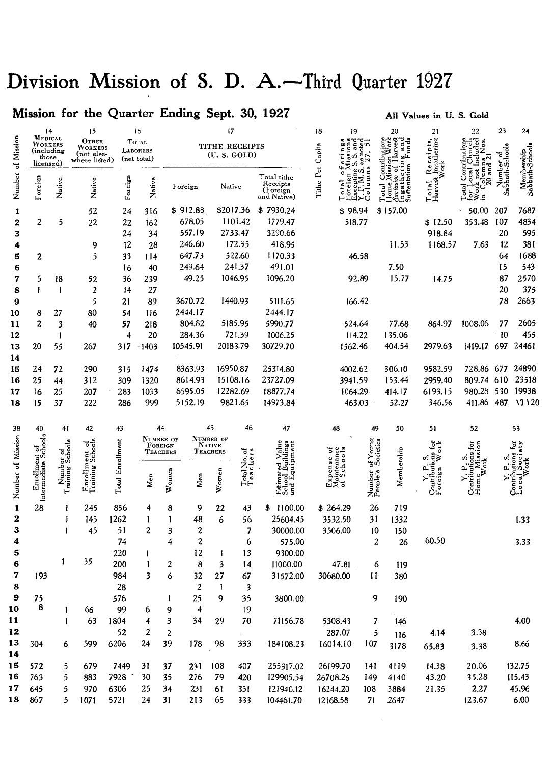# Division Mission of S. D. A.—Third Quarter 1927

## Mission for the Quarter Ending Sept. 30, 1927

**All Values in U. S. Gold**

| | 14 | | 15 | 16 | | 17 | | | 18 | 19 | 20 | 21 | 22 | 23 | 24 |
|---|---|---|---|---|---|---|---|---|---|---|---|---|---|---|---|
| Number of Mission | Medical Workers (including those licensed) | | Other Workers (not elsewhere listed) | Total Laborers (net total) | | Tithe Receipts (U. S. Gold) | | | Tithe Per Capita | Total offerings Foreign Missions Excepting S. S. and Y. P. M. S. as noted Columns 27, 51 | Total Contributions Home Mission Work *Exclusive* of Harvest Ingathering and Sustentation Funds | Total Receipts, Harvest Ingathering Work | Total Contributions for Local Church Work not Included in Columns Nos. 20 and 21 | Number of Sabbath-Schools | Membership Sabbath-Schools |
| | Foreign | Native | Native | Foreign | Native | Foreign | Native | Total tithe Receipts (Foreign and Native) | | | | | | | |
| 1 | | | 52 | 24 | 316 | $ 912.88 | $2017.36 | $ 7930.24 | | $ 98.94 | $ 157.00 | | 50.00 | 207 | 7687 |
| 2 | 2 | 5 | 22 | 22 | 162 | 678.05 | 1101.42 | 1779.47 | | 518.77 | | $ 12.50 | 353.48 | 107 | 4834 |
| 3 | | | | 24 | 34 | 557.19 | 2733.47 | 3290.66 | | | | 918.84 | | 20 | 595 |
| 4 | | | 9 | 12 | 28 | 246.60 | 172.35 | 418.95 | | | 11.53 | 1168.57 | 7.63 | 12 | 381 |
| 5 | 2 | | 5 | 33 | 114 | 647.73 | 522.60 | 1170.33 | | 46.58 | | | | 64 | 1688 |
| 6 | | | | 16 | 40 | 249.64 | 241.37 | 491.01 | | | 7.50 | | | 15 | 543 |
| 7 | 5 | 18 | 52 | 36 | 239 | 49.25 | 1046.95 | 1096.20 | | 92.89 | 15.77 | 14.75 | | 87 | 2570 |
| 8 | 1 | 1 | 2 | 14 | 27 | | | | | | | | | 20 | 375 |
| 9 | | | 5 | 21 | 89 | 3670.72 | 1440.93 | 5111.65 | | 166.42 | | | | 78 | 2663 |
| 10 | 8 | 27 | 80 | 54 | 116 | 2444.17 | | 2444.17 | | | | | | | |
| 11 | 2 | 3 | 40 | 57 | 218 | 804.82 | 5185.95 | 5990.77 | | 524.64 | 77.68 | 864.97 | 1008.06 | 77 | 2605 |
| 12 | | 1 | | 4 | 20 | 284.36 | 721.39 | 1006.25 | | 114.22 | 135.06 | | | 10 | 455 |
| 13 | 20 | 55 | 267 | 317 | 1403 | 10545.91 | 20183.79 | 30729.70 | | 1562.46 | 404.54 | 2979.63 | 1419.17 | 697 | 24461 |
| 14 | | | | | | | | | | | | | | | |
| 15 | 24 | 72 | 290 | 315 | 1474 | 8363.93 | 16950.87 | 25314.80 | | 4002.62 | 306.10 | 9582.59 | 728.86 | 677 | 24890 |
| 16 | 25 | 44 | 312 | 309 | 1320 | 8614.93 | 15108.16 | 23727.09 | | 3941.59 | 153.44 | 2959.40 | 809.74 | 610 | 23518 |
| 17 | 16 | 25 | 207 | 283 | 1033 | 6595.05 | 12282.69 | 18877.74 | | 1064.29 | 414.17 | 6193.15 | 980.28 | 530 | 19938 |
| 18 | 15 | 37 | 222 | 286 | 999 | 5152.19 | 9821.65 | 14973.84 | | 463.03 | 52.27 | 346.56 | 411.86 | 487 | 17120 |

| 38 | 40 | 41 | 42 | 43 | 44 | | 45 | | 46 | 47 | 48 | 49 | 50 | 51 | 52 | 53 |
|---|---|---|---|---|---|---|---|---|---|---|---|---|---|---|---|---|
| Number of Mission | Enrollment of Intermediate Schools | Number of Training Schools | Enrollment of Training Schools | Total Enrollment | Number of Foreign Teachers | | Number of Native Teachers | | Total No. of Teachers | Estimated Value School Buildings and Equipment | Expense of Maintenance of Schools | Number of Young People's Societies | Membership | Y. P. S. Contributions for Foreign Work | Y. P. S. Contributions for Home Mission Work | Y. P. S. Contributions for Local Society Work |
| | | | | | Men | Women | Men | Women | | | | | | | | |
| 1 | 28 | 1 | 245 | 856 | 4 | 8 | 9 | 22 | 43 | $ 1100.00 | $ 264.29 | 26 | 719 | | | |
| 2 | | 1 | 145 | 1262 | 1 | 1 | 48 | 6 | 56 | 25604.45 | 3532.50 | 31 | 1332 | | | 1.33 |
| 3 | | 1 | 45 | 51 | 2 | 3 | 2 | | 7 | 30000.00 | 3506.00 | 10 | 150 | | | |
| 4 | | | | 74 | | 4 | 2 | | 6 | 575.00 | | 2 | 26 | 60.50 | | 3.33 |
| 5 | | | | 220 | 1 | | 12 | 1 | 13 | 9300.00 | | | | | | |
| 6 | | 1 | 35 | 200 | 1 | 2 | 8 | 3 | 14 | 11000.00 | 47.81 | 6 | 119 | | | |
| 7 | 193 | | | 984 | 3 | 6 | 32 | 27 | 67 | 31572.00 | 30680.00 | 11 | 380 | | | |
| 8 | | | | 28 | | | 2 | 1 | 3 | | | | | | | |
| 9 | 75 | | | 576 | | 1 | 25 | 9 | 35 | 3800.00 | | 9 | 190 | | | |
| 10 | 8 | 1 | 66 | 99 | 6 | 9 | 4 | | 19 | | | | | | | |
| 11 | | 1 | 63 | 1804 | 4 | 3 | 34 | 29 | 70 | 71156.78 | 5308.43 | 7 | 146 | | | 4.00 |
| 12 | | | | 52 | 2 | 2 | | | | | 287.07 | 5 | 116 | 4.14 | 3.38 | |
| 13 | 304 | 6 | 599 | 6206 | 24 | 39 | 178 | 98 | 333 | 184108.23 | 16014.10 | 107 | 3178 | 65.83 | 3.38 | 8.66 |
| 14 | | | | | | | | | | | | | | | | |
| 15 | 572 | 5 | 679 | 7449 | 31 | 37 | 231 | 108 | 407 | 255317.02 | 26199.70 | 141 | 4119 | 14.38 | 20.06 | 132.75 |
| 16 | 763 | 5 | 883 | 7928 | 30 | 35 | 276 | 79 | 420 | 129905.54 | 26708.26 | 149 | 4140 | 43.20 | 35.28 | 115.43 |
| 17 | 645 | 5 | 970 | 6306 | 25 | 34 | 231 | 61 | 351 | 121940.12 | 16244.20 | 108 | 3884 | 21.35 | 2.27 | 45.96 |
| 18 | 867 | 5 | 1071 | 5721 | 24 | 31 | 213 | 65 | 333 | 104461.70 | 12168.58 | 71 | 2647 | | 123.67 | 6.00 |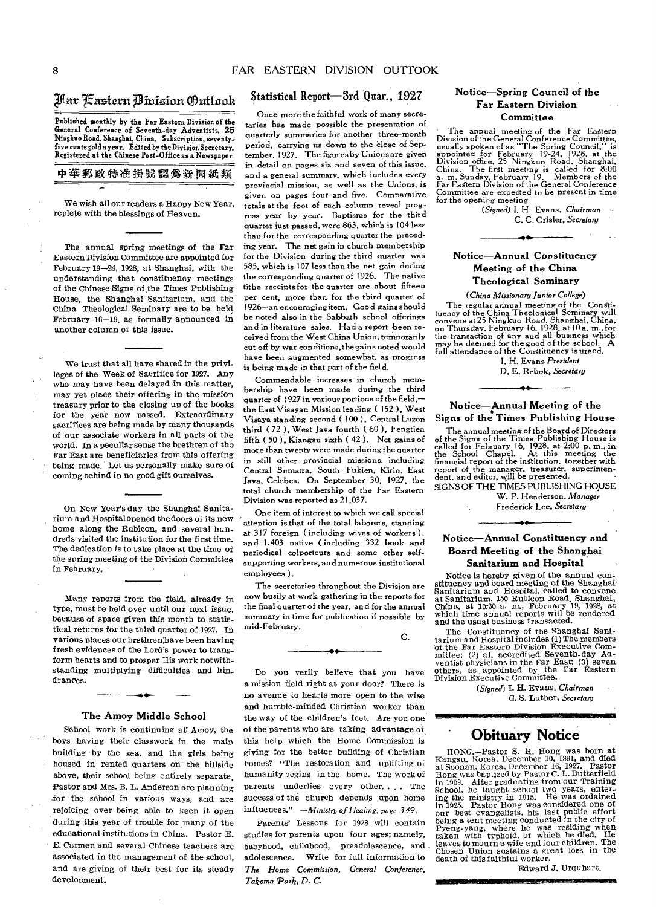# Far Eastern Division Outlook

Published monthly by the Far Eastern Division of the General Conference of Seventh-day Adventists, 25 Ningkuo Road, Shanghai, China. Subscription, seventy-five cents gold a year. Edited by the Division Secretary. Registered at the Chinese Post-Office as a Newspaper.

中華郵政特准掛號認為新聞紙類

We wish all our readers a Happy New Year, replete with the blessings of Heaven.

The annual spring meetings of the Far Eastern Division Committee are appointed for February 19—24, 1928, at Shanghai, with the understanding that constituency meetings of the Chinese Signs of the Times Publishing House, the Shanghai Sanitarium, and the China Theological Seminary are to be held February 16—19, as formally announced in another column of this issue.

We trust that all have shared in the privileges of the Week of Sacrifice for 1927. Any who may have been delayed in this matter, may yet place their offering in the mission treasury prior to the closing up of the books for the year now passed. Extraordinary sacrifices are being made by many thousands of our associate workers in all parts of the world. In a peculiar sense the brethren of the Far East are beneficiaries from this offering being made. Let us personally make sure of coming behind in no good gift ourselves.

On New Year's day the Shanghai Sanitarium and Hospital opened the doors of its new home along the Rubicon, and several hundreds visited the institution for the first time. The dedication is to take place at the time of the spring meeting of the Division Committee in February.

Many reports from the field, already in type, must be held over until our next issue, because of space given this month to statistical returns for the third quarter of 1927. In various places our brethren have been having fresh evidences of the Lord's power to transform hearts and to prosper His work notwithstanding multiplying difficulties and hindrances.

### The Amoy Middle School

School work is continuing at Amoy, the boys having their classwork in the main building by the sea, and the girls being housed in rented quarters on the hillside above, their school being entirely separate. Pastor and Mrs. B. L. Anderson are planning for the school in various ways, and are rejoicing over being able to keep it open during this year of trouble for many of the educational institutions in China. Pastor E. E. Carmen and several Chinese teachers are associated in the management of the school, and are giving of their best for its steady development.

## Statistical Report—3rd Quar., 1927

Once more the faithful work of many secretaries has made possible the presentation of quarterly summaries for another three-month period, carrying us down to the close of September, 1927. The figures by Unions are given in detail on pages six and seven of this issue, and a general summary, which includes every provincial mission, as well as the Unions, is given on pages four and five. Comparative totals at the foot of each column reveal progress year by year. Baptisms for the third quarter just passed, were 863, which is 104 less than for the corresponding quarter the preceding year. The net gain in church membership for the Division during the third quarter was 585, which is 107 less than the net gain during the corresponding quarter of 1926. The native tithe receipts for the quarter are about fifteen per cent, more than for the third quarter of 1926—an encouraging item. Good gains should be noted also in the Sabbath school offerings and in literature sales. Had a report been received from the West China Union, temporarily cut off by war conditions, the gains noted would have been augmented somewhat, as progress is being made in that part of the field.

Commendable increases in church membership have been made during the third quarter of 1927 in various portions of the field;—the East Visayan Mission leading ( 152 ), West Visaya standing second ( 100 ), Central Luzon third ( 72 ), West Java fourth ( 60 ), Fengtien fifth ( 50 ), Kiangsu sixth ( 42 ). Net gains of more than twenty were made during the quarter in still other provincial missions, including Central Sumatra, South Fukien, Kirin, East Java, Celebes. On September 30, 1927, the total church membership of the Far Eastern Division was reported as 21,037.

One item of interest to which we call special attention is that of the total laborers, standing at 317 foreign ( including wives of workers ), and 1,403 native ( including 332 book and periodical colporteurs and some other self-supporting workers, and numerous institutional employees ).

The secretaries throughout the Division are now busily at work gathering in the reports for the final quarter of the year, and for the annual summary in time for publication if possible by mid-February.

C.

Do you verily believe that you have a mission field right at your door? There is no avenue to hearts more open to the wise and humble-minded Christian worker than the way of the children's feet. Are you one of the parents who are taking advantage of this help which the Home Commission is giving for the better building of Christian homes? "The restoration and uplifting of humanity begins in the home. The work of parents underlies every other. . . . The success of the church depends upon home influences." —*Ministry of Healing, page 349.*

Parents' Lessons for 1928 will contain studies for parents upon four ages; namely, babyhood, childhood, preadolescence, and adolescence. Write for full information to *The Home Commission, General Conference, Takoma Park, D. C.*

### Notice—Spring Council of the Far Eastern Division Committee

The annual meeting of the Far Eastern Division of the General Conference Committee, usually spoken of as "The Spring Council," is appointed for February 19-24, 1928, at the Division office, 25 Ningkuo Road, Shanghai, China. The first meeting is called for 8:00 a. m. Sunday, February 19. Members of the Far Eastern Division of the General Conference Committee are expected to be present in time for the opening meeting

(*Signed*) I. H. Evans, *Chairman*
C. C. Crisler, *Secretary*

### Notice—Annual Constituency Meeting of the China Theological Seminary

(*China Missionary Junior College*)

The regular annual meeting of the Constituency of the China Theological Seminary will convene at 25 Ningkuo Road, Shanghai, China, on Thursday, February 16, 1928, at 10 a. m., for the transaction of any and all business which may be deemed for the good of the school. A full attendance of the Constituency is urged.

I. H. Evans *President*
D. E. Rebok, *Secretary*

### Notice—Annual Meeting of the Signs of the Times Publishing House

The annual meeting of the Board of Directors of the Signs of the Times Publishing House is called for February 16, 1928, at 2:00 p. m., in the School Chapel. At this meeting the financial report of the institution, together with report of the manager, treasurer, superintendent, and editor, will be presented.

SIGNS OF THE TIMES PUBLISHING HOUSE
W. P. Henderson, *Manager*
Frederick Lee, *Secretary*

### Notice—Annual Constituency and Board Meeting of the Shanghai Sanitarium and Hospital

Notice is hereby given of the annual constituency and board meeting of the Shanghai Sanitarium and Hospital, called to convene at Sanitarium, 150 Rubicon Road, Shanghai, China, at 10:30 a. m., February 19, 1928, at which time annual reports will be rendered and the usual business transacted.

The Constituency of the Shanghai Sanitarium and Hospital includes (1) The members of the Far Eastern Division Executive Committee; (2) all accredited Seventh-day Adventist physicians in the Far East; (3) seven others, as appointed by the Far Eastern Division Executive Committee.

(*Signed*) I. H. Evans, *Chairman*
G. S. Luther, *Secretary*

## Obituary Notice

HONG.—Pastor S. H. Hong was born at Kangsu, Korea, December 10, 1891, and died at Soonan, Korea, December 16, 1927. Pastor Hong was baptized by Pastor C. L. Butterfield in 1909. After graduating from our Training School, he taught school two years, entering the ministry in 1915. He was ordained in 1925. Pastor Hong was considered one of our best evangelists, his last public effort being a tent meeting conducted in the city of Pyeng-yang, where he was residing when taken with typhoid, of which he died. He leaves to mourn a wife and four children. The Chosen Union sustains a great loss in the death of this faithful worker.

Edward J. Urquhart.